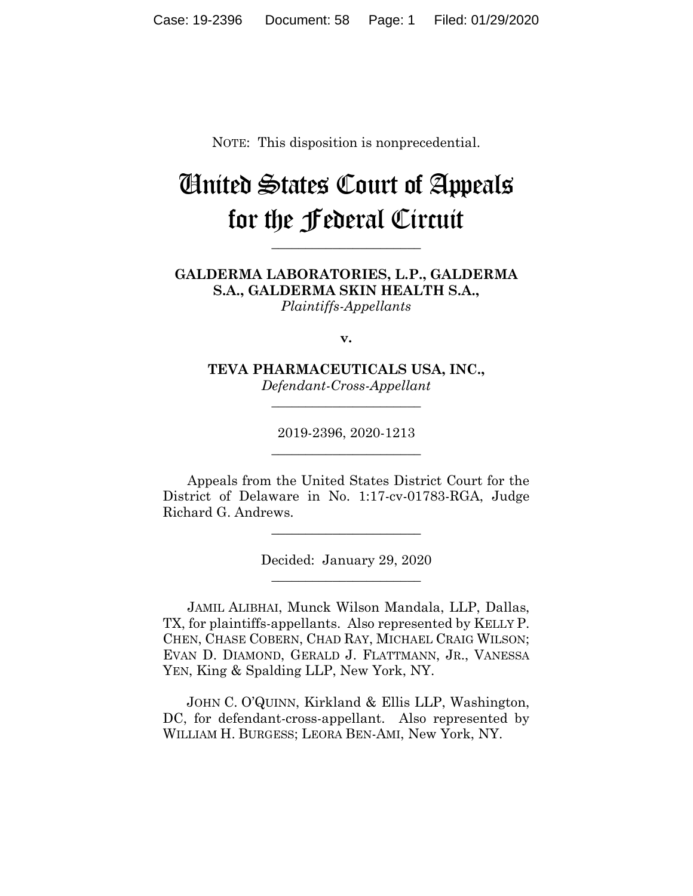NOTE: This disposition is nonprecedential.

# United States Court of Appeals for the Federal Circuit

______________________

**GALDERMA LABORATORIES, L.P., GALDERMA S.A., GALDERMA SKIN HEALTH S.A.,**
*Plaintiffs-Appellants*

**v.**

**TEVA PHARMACEUTICALS USA, INC.,**
*Defendant-Cross-Appellant*

______________________

2019-2396, 2020-1213

______________________

Appeals from the United States District Court for the District of Delaware in No. 1:17-cv-01783-RGA, Judge Richard G. Andrews.

______________________

Decided: January 29, 2020

______________________

JAMIL ALIBHAI, Munck Wilson Mandala, LLP, Dallas, TX, for plaintiffs-appellants. Also represented by KELLY P. CHEN, CHASE COBERN, CHAD RAY, MICHAEL CRAIG WILSON; EVAN D. DIAMOND, GERALD J. FLATTMANN, JR., VANESSA YEN, King & Spalding LLP, New York, NY.

JOHN C. O'QUINN, Kirkland & Ellis LLP, Washington, DC, for defendant-cross-appellant. Also represented by WILLIAM H. BURGESS; LEORA BEN-AMI, New York, NY.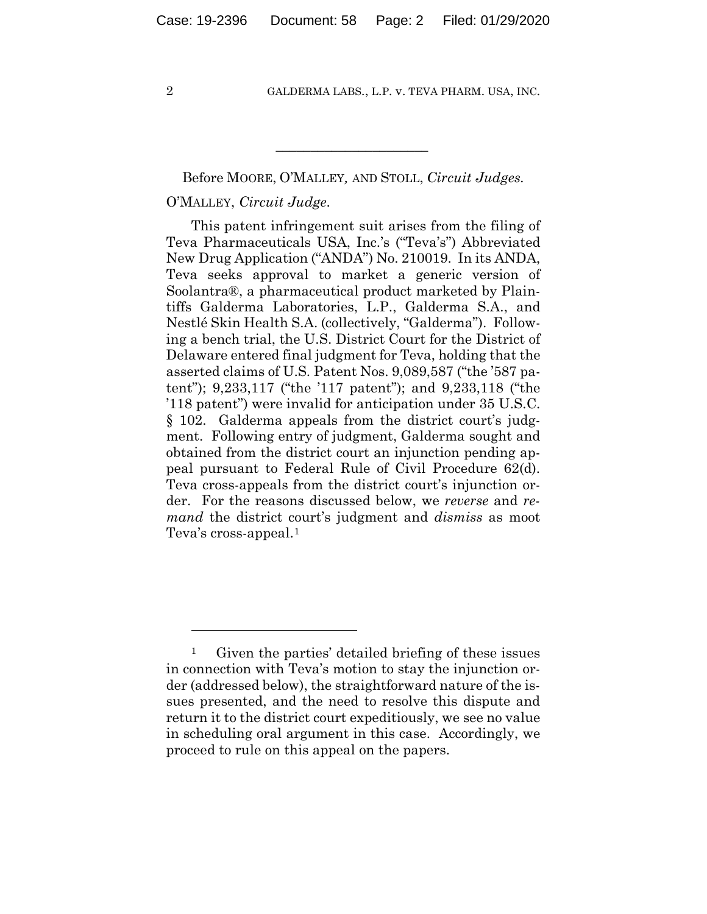Before MOORE, O'MALLEY, AND STOLL, *Circuit Judges*.

O'MALLEY, *Circuit Judge*.

This patent infringement suit arises from the filing of Teva Pharmaceuticals USA, Inc.'s ("Teva's") Abbreviated New Drug Application ("ANDA") No. 210019. In its ANDA, Teva seeks approval to market a generic version of Soolantra®, a pharmaceutical product marketed by Plaintiffs Galderma Laboratories, L.P., Galderma S.A., and Nestlé Skin Health S.A. (collectively, "Galderma"). Following a bench trial, the U.S. District Court for the District of Delaware entered final judgment for Teva, holding that the asserted claims of U.S. Patent Nos. 9,089,587 ("the '587 patent"); 9,233,117 ("the '117 patent"); and 9,233,118 ("the '118 patent") were invalid for anticipation under 35 U.S.C. § 102. Galderma appeals from the district court's judgment. Following entry of judgment, Galderma sought and obtained from the district court an injunction pending appeal pursuant to Federal Rule of Civil Procedure 62(d). Teva cross-appeals from the district court's injunction order. For the reasons discussed below, we *reverse* and *remand* the district court's judgment and *dismiss* as moot Teva's cross-appeal.[1]

---

[1] Given the parties' detailed briefing of these issues in connection with Teva's motion to stay the injunction order (addressed below), the straightforward nature of the issues presented, and the need to resolve this dispute and return it to the district court expeditiously, we see no value in scheduling oral argument in this case. Accordingly, we proceed to rule on this appeal on the papers.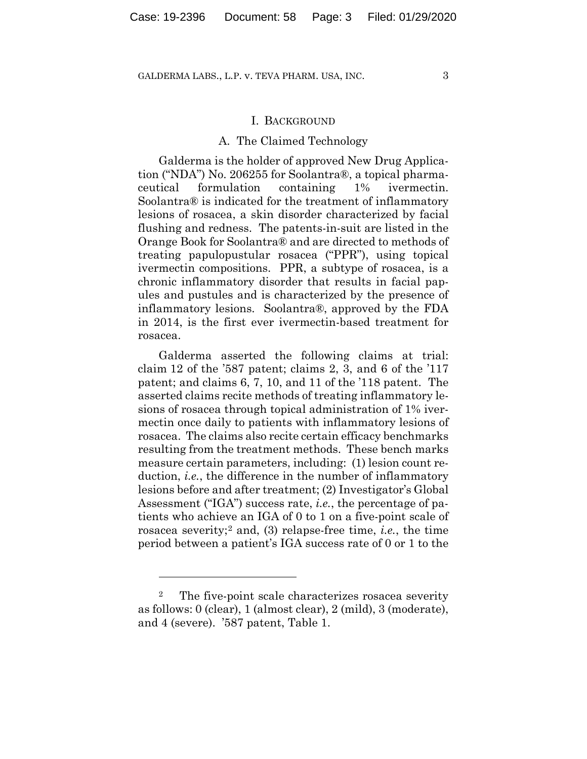## I. BACKGROUND

### A. The Claimed Technology

Galderma is the holder of approved New Drug Application ("NDA") No. 206255 for Soolantra®, a topical pharmaceutical formulation containing 1% ivermectin. Soolantra® is indicated for the treatment of inflammatory lesions of rosacea, a skin disorder characterized by facial flushing and redness. The patents-in-suit are listed in the Orange Book for Soolantra® and are directed to methods of treating papulopustular rosacea ("PPR"), using topical ivermectin compositions. PPR, a subtype of rosacea, is a chronic inflammatory disorder that results in facial papules and pustules and is characterized by the presence of inflammatory lesions. Soolantra®, approved by the FDA in 2014, is the first ever ivermectin-based treatment for rosacea.

Galderma asserted the following claims at trial: claim 12 of the '587 patent; claims 2, 3, and 6 of the '117 patent; and claims 6, 7, 10, and 11 of the '118 patent. The asserted claims recite methods of treating inflammatory lesions of rosacea through topical administration of 1% ivermectin once daily to patients with inflammatory lesions of rosacea. The claims also recite certain efficacy benchmarks resulting from the treatment methods. These bench marks measure certain parameters, including: (1) lesion count reduction, *i.e.*, the difference in the number of inflammatory lesions before and after treatment; (2) Investigator's Global Assessment ("IGA") success rate, *i.e.*, the percentage of patients who achieve an IGA of 0 to 1 on a five-point scale of rosacea severity;[2] and, (3) relapse-free time, *i.e.*, the time period between a patient's IGA success rate of 0 or 1 to the

[2] The five-point scale characterizes rosacea severity as follows: 0 (clear), 1 (almost clear), 2 (mild), 3 (moderate), and 4 (severe). '587 patent, Table 1.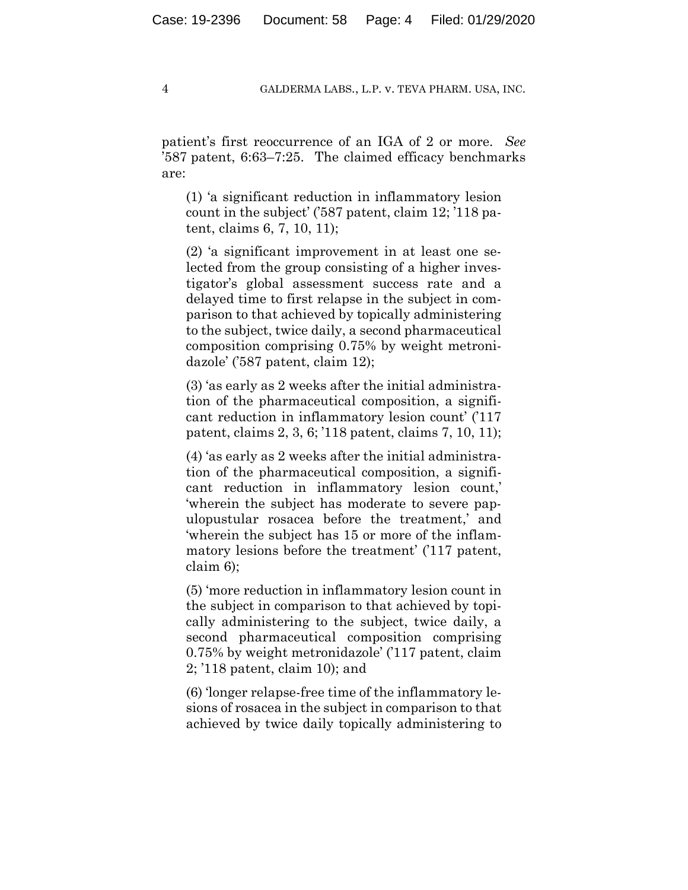patient's first reoccurrence of an IGA of 2 or more. *See* '587 patent, 6:63–7:25. The claimed efficacy benchmarks are:

> (1) 'a significant reduction in inflammatory lesion count in the subject' ('587 patent, claim 12; '118 patent, claims 6, 7, 10, 11);
>
> (2) 'a significant improvement in at least one selected from the group consisting of a higher investigator's global assessment success rate and a delayed time to first relapse in the subject in comparison to that achieved by topically administering to the subject, twice daily, a second pharmaceutical composition comprising 0.75% by weight metronidazole' ('587 patent, claim 12);
>
> (3) 'as early as 2 weeks after the initial administration of the pharmaceutical composition, a significant reduction in inflammatory lesion count' ('117 patent, claims 2, 3, 6; '118 patent, claims 7, 10, 11);
>
> (4) 'as early as 2 weeks after the initial administration of the pharmaceutical composition, a significant reduction in inflammatory lesion count,' 'wherein the subject has moderate to severe papulopustular rosacea before the treatment,' and 'wherein the subject has 15 or more of the inflammatory lesions before the treatment' ('117 patent, claim 6);
>
> (5) 'more reduction in inflammatory lesion count in the subject in comparison to that achieved by topically administering to the subject, twice daily, a second pharmaceutical composition comprising 0.75% by weight metronidazole' ('117 patent, claim 2; '118 patent, claim 10); and
>
> (6) 'longer relapse-free time of the inflammatory lesions of rosacea in the subject in comparison to that achieved by twice daily topically administering to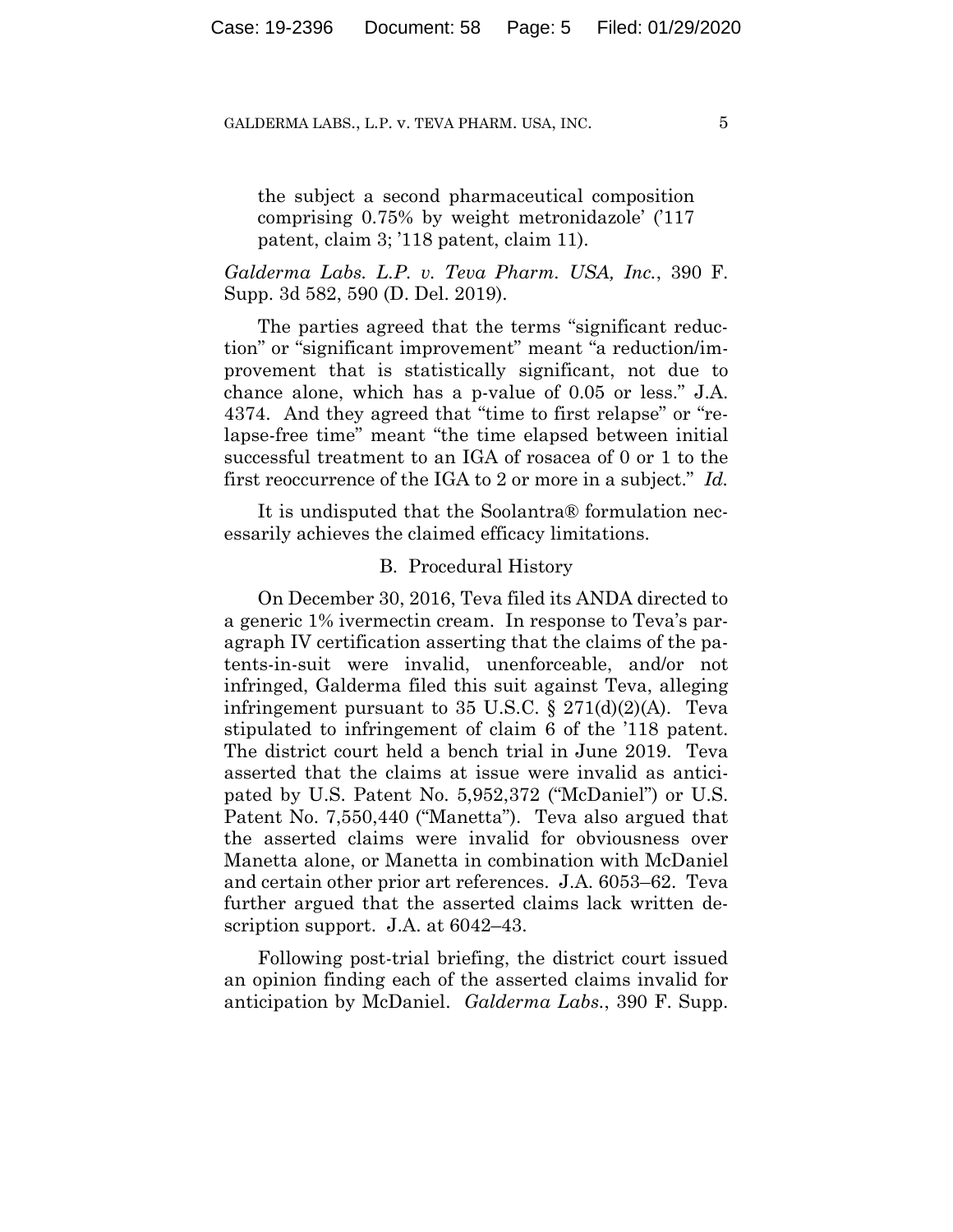the subject a second pharmaceutical composition comprising 0.75% by weight metronidazole' ('117 patent, claim 3; '118 patent, claim 11).

*Galderma Labs. L.P. v. Teva Pharm. USA, Inc.*, 390 F. Supp. 3d 582, 590 (D. Del. 2019).

The parties agreed that the terms "significant reduction" or "significant improvement" meant "a reduction/improvement that is statistically significant, not due to chance alone, which has a p-value of 0.05 or less." J.A. 4374. And they agreed that "time to first relapse" or "relapse-free time" meant "the time elapsed between initial successful treatment to an IGA of rosacea of 0 or 1 to the first reoccurrence of the IGA to 2 or more in a subject." *Id.*

It is undisputed that the Soolantra® formulation necessarily achieves the claimed efficacy limitations.

### B. Procedural History

On December 30, 2016, Teva filed its ANDA directed to a generic 1% ivermectin cream. In response to Teva's paragraph IV certification asserting that the claims of the patents-in-suit were invalid, unenforceable, and/or not infringed, Galderma filed this suit against Teva, alleging infringement pursuant to 35 U.S.C. § 271(d)(2)(A). Teva stipulated to infringement of claim 6 of the '118 patent. The district court held a bench trial in June 2019. Teva asserted that the claims at issue were invalid as anticipated by U.S. Patent No. 5,952,372 ("McDaniel") or U.S. Patent No. 7,550,440 ("Manetta"). Teva also argued that the asserted claims were invalid for obviousness over Manetta alone, or Manetta in combination with McDaniel and certain other prior art references. J.A. 6053–62. Teva further argued that the asserted claims lack written description support. J.A. at 6042–43.

Following post-trial briefing, the district court issued an opinion finding each of the asserted claims invalid for anticipation by McDaniel. *Galderma Labs.*, 390 F. Supp.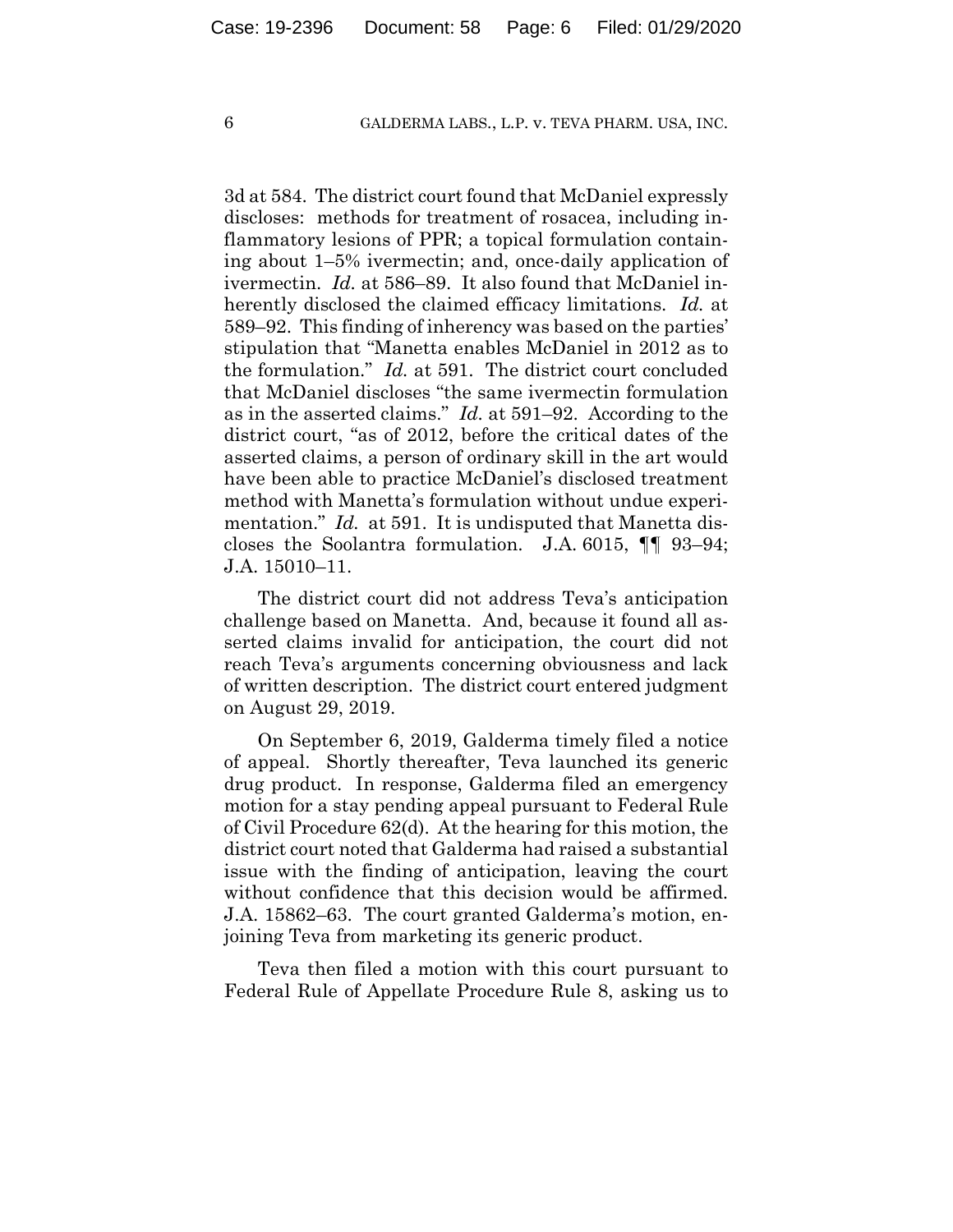3d at 584. The district court found that McDaniel expressly discloses: methods for treatment of rosacea, including inflammatory lesions of PPR; a topical formulation containing about 1–5% ivermectin; and, once-daily application of ivermectin. *Id.* at 586–89. It also found that McDaniel inherently disclosed the claimed efficacy limitations. *Id.* at 589–92. This finding of inherency was based on the parties' stipulation that "Manetta enables McDaniel in 2012 as to the formulation." *Id.* at 591. The district court concluded that McDaniel discloses "the same ivermectin formulation as in the asserted claims." *Id.* at 591–92. According to the district court, "as of 2012, before the critical dates of the asserted claims, a person of ordinary skill in the art would have been able to practice McDaniel's disclosed treatment method with Manetta's formulation without undue experimentation." *Id.* at 591. It is undisputed that Manetta discloses the Soolantra formulation. J.A. 6015, ¶¶ 93–94; J.A. 15010–11.

The district court did not address Teva's anticipation challenge based on Manetta. And, because it found all asserted claims invalid for anticipation, the court did not reach Teva's arguments concerning obviousness and lack of written description. The district court entered judgment on August 29, 2019.

On September 6, 2019, Galderma timely filed a notice of appeal. Shortly thereafter, Teva launched its generic drug product. In response, Galderma filed an emergency motion for a stay pending appeal pursuant to Federal Rule of Civil Procedure 62(d). At the hearing for this motion, the district court noted that Galderma had raised a substantial issue with the finding of anticipation, leaving the court without confidence that this decision would be affirmed. J.A. 15862–63. The court granted Galderma's motion, enjoining Teva from marketing its generic product.

Teva then filed a motion with this court pursuant to Federal Rule of Appellate Procedure Rule 8, asking us to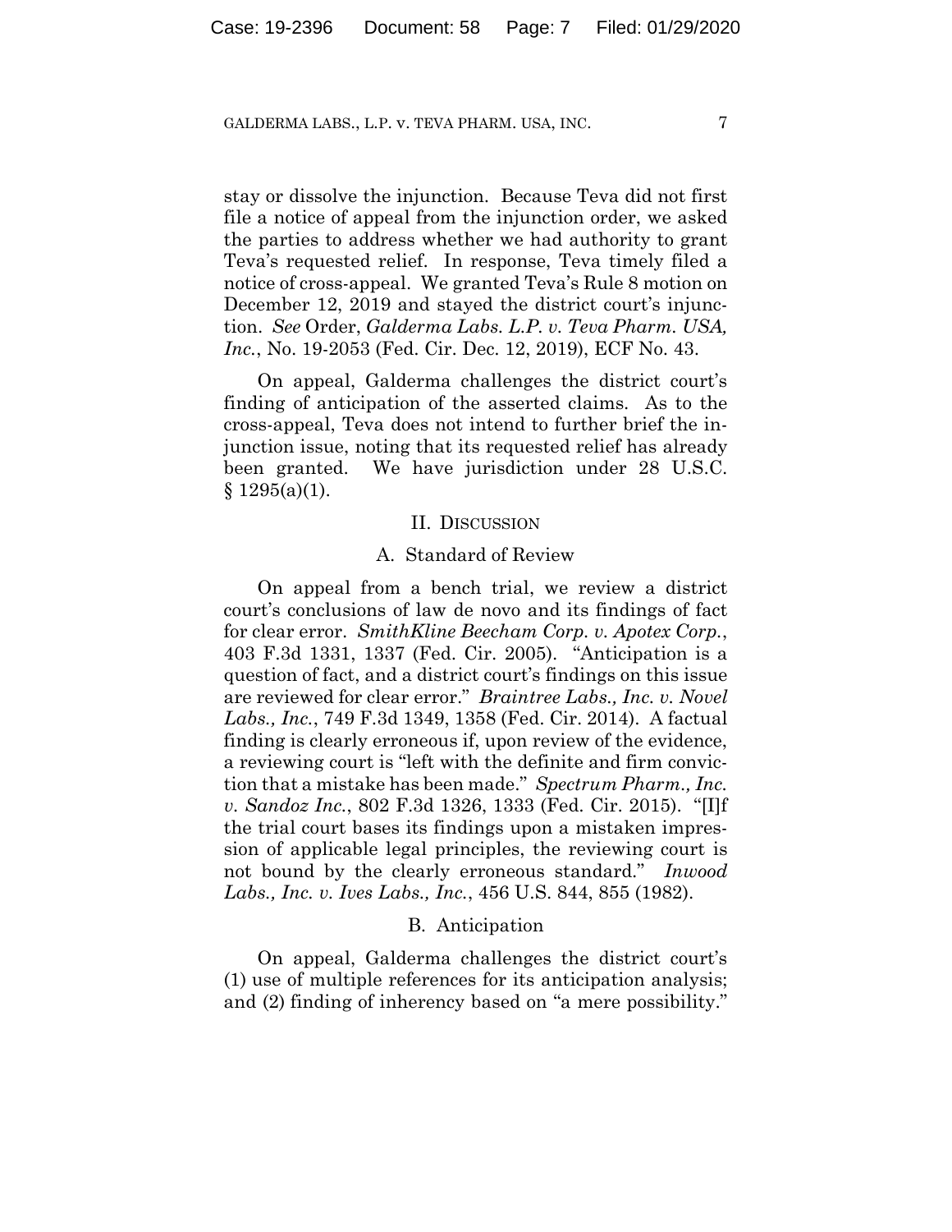stay or dissolve the injunction. Because Teva did not first file a notice of appeal from the injunction order, we asked the parties to address whether we had authority to grant Teva's requested relief. In response, Teva timely filed a notice of cross-appeal. We granted Teva's Rule 8 motion on December 12, 2019 and stayed the district court's injunction. *See* Order, *Galderma Labs. L.P. v. Teva Pharm. USA, Inc.*, No. 19-2053 (Fed. Cir. Dec. 12, 2019), ECF No. 43.

On appeal, Galderma challenges the district court's finding of anticipation of the asserted claims. As to the cross-appeal, Teva does not intend to further brief the injunction issue, noting that its requested relief has already been granted. We have jurisdiction under 28 U.S.C. § 1295(a)(1).

## II. Discussion

### A. Standard of Review

On appeal from a bench trial, we review a district court's conclusions of law de novo and its findings of fact for clear error. *SmithKline Beecham Corp. v. Apotex Corp.*, 403 F.3d 1331, 1337 (Fed. Cir. 2005). "Anticipation is a question of fact, and a district court's findings on this issue are reviewed for clear error." *Braintree Labs., Inc. v. Novel Labs., Inc.*, 749 F.3d 1349, 1358 (Fed. Cir. 2014). A factual finding is clearly erroneous if, upon review of the evidence, a reviewing court is "left with the definite and firm conviction that a mistake has been made." *Spectrum Pharm., Inc. v. Sandoz Inc.*, 802 F.3d 1326, 1333 (Fed. Cir. 2015). "[I]f the trial court bases its findings upon a mistaken impression of applicable legal principles, the reviewing court is not bound by the clearly erroneous standard." *Inwood Labs., Inc. v. Ives Labs., Inc.*, 456 U.S. 844, 855 (1982).

### B. Anticipation

On appeal, Galderma challenges the district court's (1) use of multiple references for its anticipation analysis; and (2) finding of inherency based on "a mere possibility."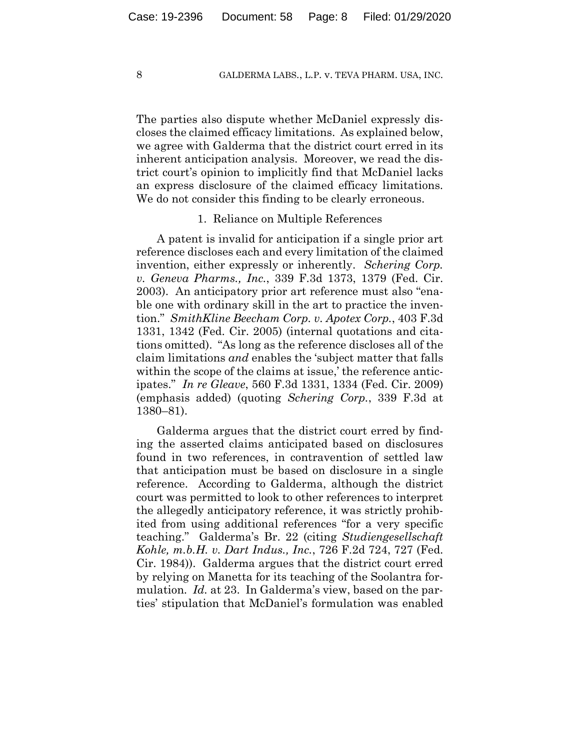The parties also dispute whether McDaniel expressly discloses the claimed efficacy limitations. As explained below, we agree with Galderma that the district court erred in its inherent anticipation analysis. Moreover, we read the district court's opinion to implicitly find that McDaniel lacks an express disclosure of the claimed efficacy limitations. We do not consider this finding to be clearly erroneous.

### 1. Reliance on Multiple References

A patent is invalid for anticipation if a single prior art reference discloses each and every limitation of the claimed invention, either expressly or inherently. *Schering Corp. v. Geneva Pharms., Inc.*, 339 F.3d 1373, 1379 (Fed. Cir. 2003). An anticipatory prior art reference must also "enable one with ordinary skill in the art to practice the invention." *SmithKline Beecham Corp. v. Apotex Corp.*, 403 F.3d 1331, 1342 (Fed. Cir. 2005) (internal quotations and citations omitted). "As long as the reference discloses all of the claim limitations *and* enables the 'subject matter that falls within the scope of the claims at issue,' the reference anticipates." *In re Gleave*, 560 F.3d 1331, 1334 (Fed. Cir. 2009) (emphasis added) (quoting *Schering Corp.*, 339 F.3d at 1380–81).

Galderma argues that the district court erred by finding the asserted claims anticipated based on disclosures found in two references, in contravention of settled law that anticipation must be based on disclosure in a single reference. According to Galderma, although the district court was permitted to look to other references to interpret the allegedly anticipatory reference, it was strictly prohibited from using additional references "for a very specific teaching." Galderma's Br. 22 (citing *Studiengesellschaft Kohle, m.b.H. v. Dart Indus., Inc.*, 726 F.2d 724, 727 (Fed. Cir. 1984)). Galderma argues that the district court erred by relying on Manetta for its teaching of the Soolantra formulation. *Id.* at 23. In Galderma's view, based on the parties' stipulation that McDaniel's formulation was enabled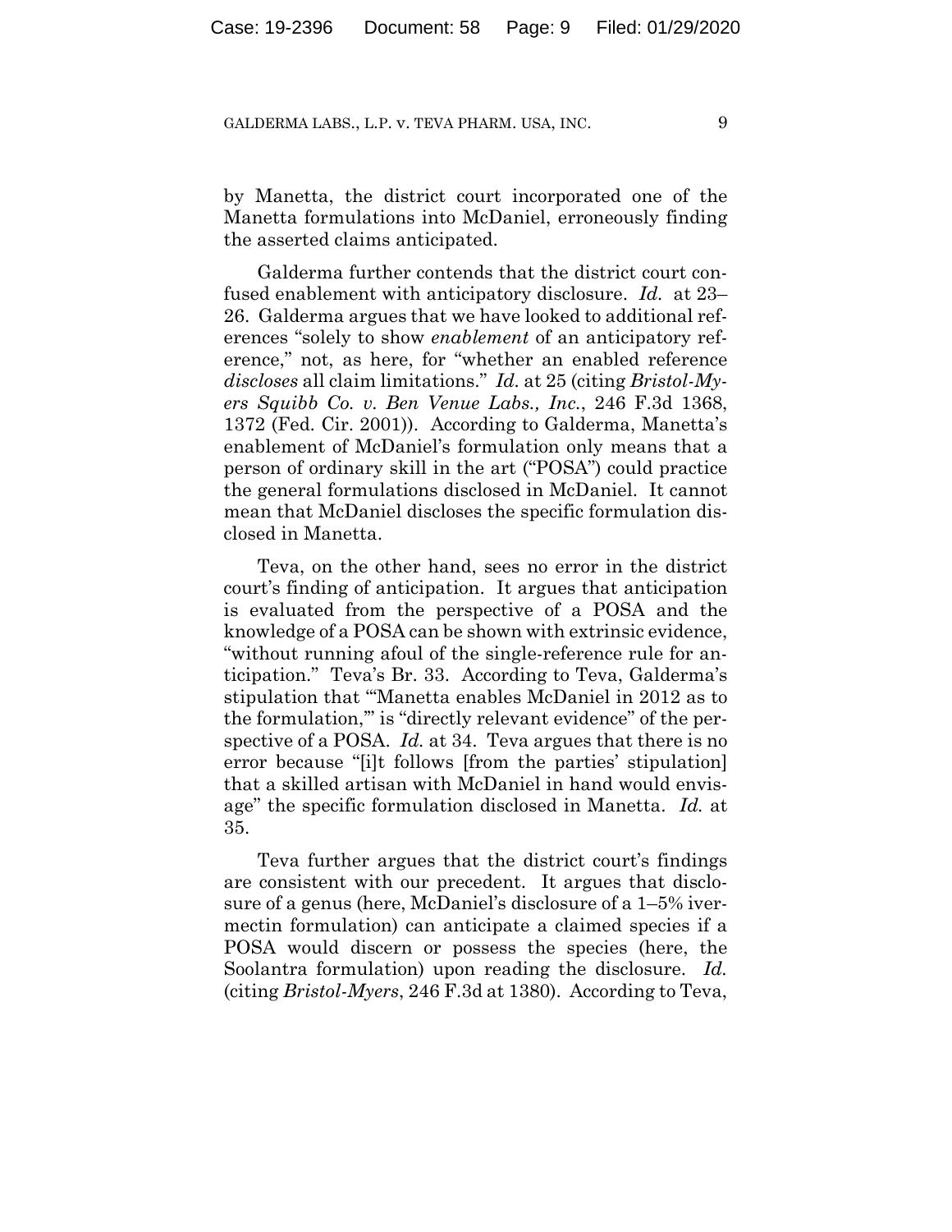by Manetta, the district court incorporated one of the Manetta formulations into McDaniel, erroneously finding the asserted claims anticipated.

Galderma further contends that the district court confused enablement with anticipatory disclosure. *Id.* at 23–26. Galderma argues that we have looked to additional references "solely to show *enablement* of an anticipatory reference," not, as here, for "whether an enabled reference *discloses* all claim limitations." *Id.* at 25 (citing *Bristol-Myers Squibb Co. v. Ben Venue Labs., Inc.*, 246 F.3d 1368, 1372 (Fed. Cir. 2001)). According to Galderma, Manetta's enablement of McDaniel's formulation only means that a person of ordinary skill in the art ("POSA") could practice the general formulations disclosed in McDaniel. It cannot mean that McDaniel discloses the specific formulation disclosed in Manetta.

Teva, on the other hand, sees no error in the district court's finding of anticipation. It argues that anticipation is evaluated from the perspective of a POSA and the knowledge of a POSA can be shown with extrinsic evidence, "without running afoul of the single-reference rule for anticipation." Teva's Br. 33. According to Teva, Galderma's stipulation that "'Manetta enables McDaniel in 2012 as to the formulation,'" is "directly relevant evidence" of the perspective of a POSA. *Id.* at 34. Teva argues that there is no error because "[i]t follows [from the parties' stipulation] that a skilled artisan with McDaniel in hand would envisage" the specific formulation disclosed in Manetta. *Id.* at 35.

Teva further argues that the district court's findings are consistent with our precedent. It argues that disclosure of a genus (here, McDaniel's disclosure of a 1–5% ivermectin formulation) can anticipate a claimed species if a POSA would discern or possess the species (here, the Soolantra formulation) upon reading the disclosure. *Id.* (citing *Bristol-Myers*, 246 F.3d at 1380). According to Teva,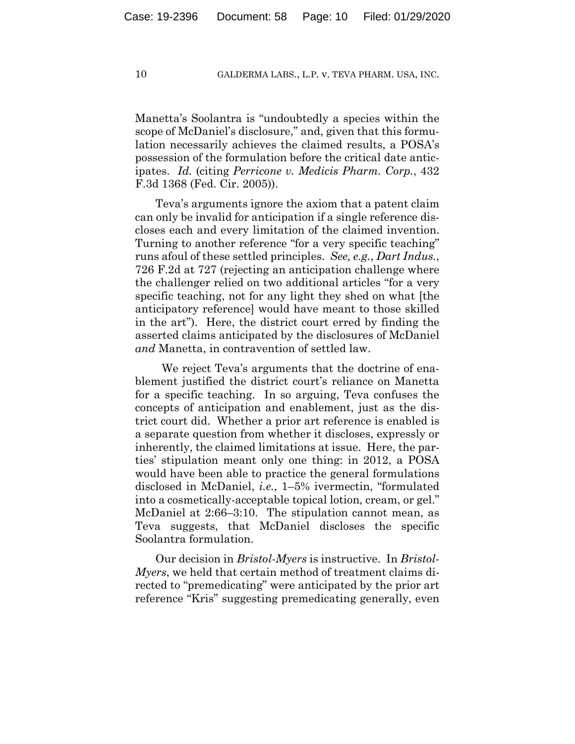Manetta's Soolantra is "undoubtedly a species within the scope of McDaniel's disclosure," and, given that this formulation necessarily achieves the claimed results, a POSA's possession of the formulation before the critical date anticipates. *Id.* (citing *Perricone v. Medicis Pharm. Corp.*, 432 F.3d 1368 (Fed. Cir. 2005)).

Teva's arguments ignore the axiom that a patent claim can only be invalid for anticipation if a single reference discloses each and every limitation of the claimed invention. Turning to another reference "for a very specific teaching" runs afoul of these settled principles. *See, e.g.*, *Dart Indus.*, 726 F.2d at 727 (rejecting an anticipation challenge where the challenger relied on two additional articles "for a very specific teaching, not for any light they shed on what [the anticipatory reference] would have meant to those skilled in the art"). Here, the district court erred by finding the asserted claims anticipated by the disclosures of McDaniel *and* Manetta, in contravention of settled law.

We reject Teva's arguments that the doctrine of enablement justified the district court's reliance on Manetta for a specific teaching. In so arguing, Teva confuses the concepts of anticipation and enablement, just as the district court did. Whether a prior art reference is enabled is a separate question from whether it discloses, expressly or inherently, the claimed limitations at issue. Here, the parties' stipulation meant only one thing: in 2012, a POSA would have been able to practice the general formulations disclosed in McDaniel, *i.e.*, 1–5% ivermectin, "formulated into a cosmetically-acceptable topical lotion, cream, or gel." McDaniel at 2:66–3:10. The stipulation cannot mean, as Teva suggests, that McDaniel discloses the specific Soolantra formulation.

Our decision in *Bristol-Myers* is instructive. In *Bristol-Myers*, we held that certain method of treatment claims directed to "premedicating" were anticipated by the prior art reference "Kris" suggesting premedicating generally, even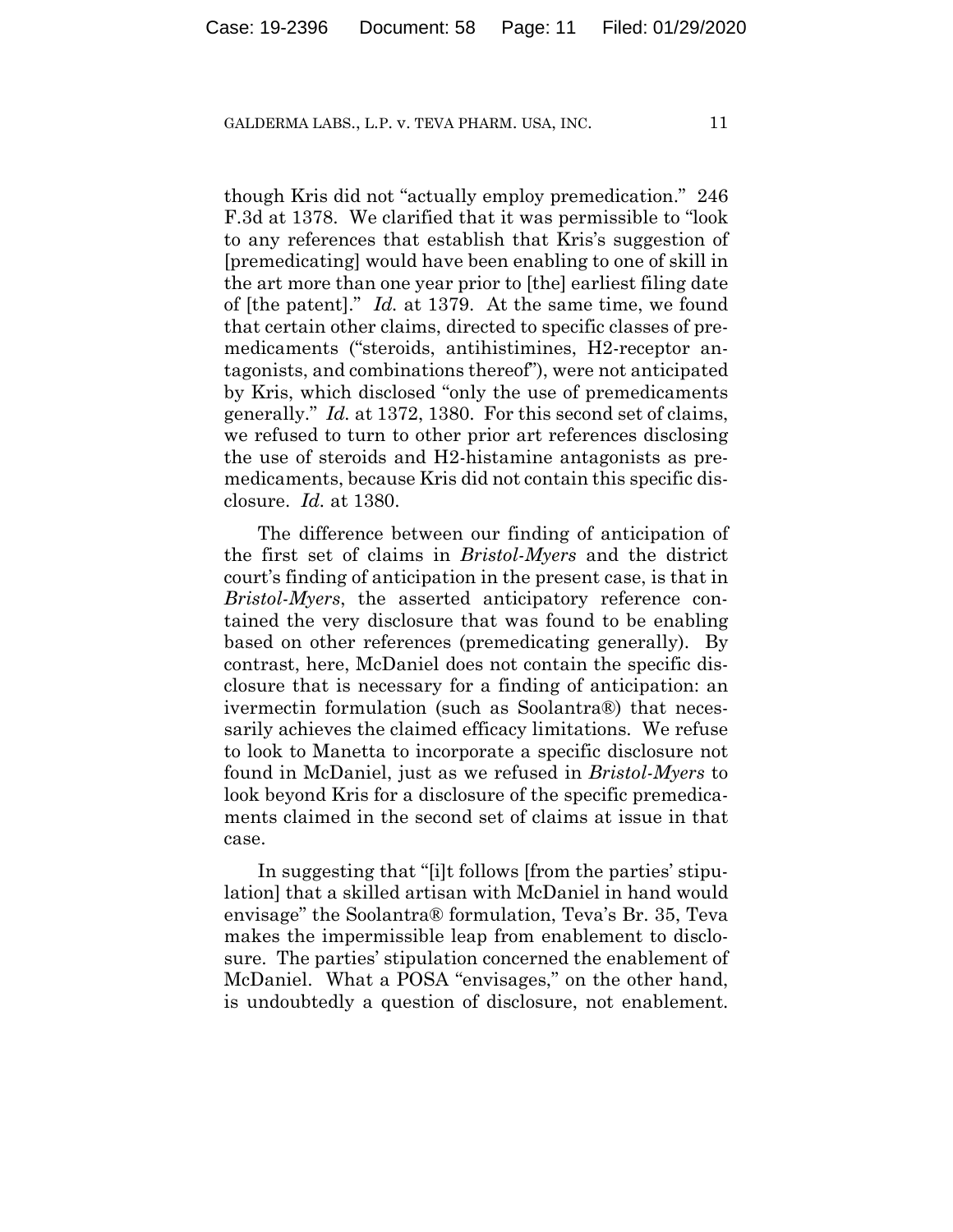though Kris did not "actually employ premedication." 246 F.3d at 1378. We clarified that it was permissible to "look to any references that establish that Kris's suggestion of [premedicating] would have been enabling to one of skill in the art more than one year prior to [the] earliest filing date of [the patent]." *Id.* at 1379. At the same time, we found that certain other claims, directed to specific classes of premedicaments ("steroids, antihistimines, H2-receptor antagonists, and combinations thereof"), were not anticipated by Kris, which disclosed "only the use of premedicaments generally." *Id.* at 1372, 1380. For this second set of claims, we refused to turn to other prior art references disclosing the use of steroids and H2-histamine antagonists as premedicaments, because Kris did not contain this specific disclosure. *Id.* at 1380.

The difference between our finding of anticipation of the first set of claims in *Bristol-Myers* and the district court's finding of anticipation in the present case, is that in *Bristol-Myers*, the asserted anticipatory reference contained the very disclosure that was found to be enabling based on other references (premedicating generally). By contrast, here, McDaniel does not contain the specific disclosure that is necessary for a finding of anticipation: an ivermectin formulation (such as Soolantra®) that necessarily achieves the claimed efficacy limitations. We refuse to look to Manetta to incorporate a specific disclosure not found in McDaniel, just as we refused in *Bristol-Myers* to look beyond Kris for a disclosure of the specific premedicaments claimed in the second set of claims at issue in that case.

In suggesting that "[i]t follows [from the parties' stipulation] that a skilled artisan with McDaniel in hand would envisage" the Soolantra® formulation, Teva's Br. 35, Teva makes the impermissible leap from enablement to disclosure. The parties' stipulation concerned the enablement of McDaniel. What a POSA "envisages," on the other hand, is undoubtedly a question of disclosure, not enablement.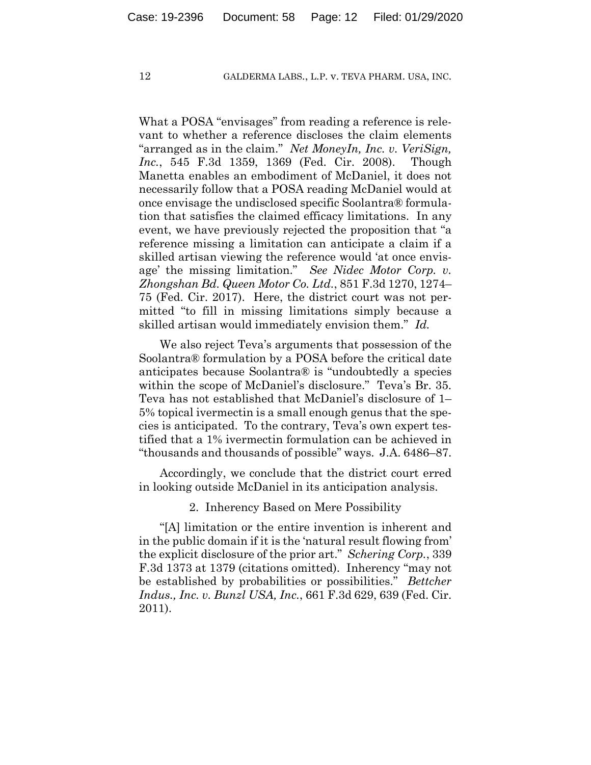What a POSA "envisages" from reading a reference is relevant to whether a reference discloses the claim elements "arranged as in the claim." *Net MoneyIn, Inc. v. VeriSign, Inc.*, 545 F.3d 1359, 1369 (Fed. Cir. 2008). Though Manetta enables an embodiment of McDaniel, it does not necessarily follow that a POSA reading McDaniel would at once envisage the undisclosed specific Soolantra® formulation that satisfies the claimed efficacy limitations. In any event, we have previously rejected the proposition that "a reference missing a limitation can anticipate a claim if a skilled artisan viewing the reference would 'at once envisage' the missing limitation." *See Nidec Motor Corp. v. Zhongshan Bd. Queen Motor Co. Ltd.*, 851 F.3d 1270, 1274–75 (Fed. Cir. 2017). Here, the district court was not permitted "to fill in missing limitations simply because a skilled artisan would immediately envision them." *Id.*

We also reject Teva's arguments that possession of the Soolantra® formulation by a POSA before the critical date anticipates because Soolantra® is "undoubtedly a species within the scope of McDaniel's disclosure." Teva's Br. 35. Teva has not established that McDaniel's disclosure of 1–5% topical ivermectin is a small enough genus that the species is anticipated. To the contrary, Teva's own expert testified that a 1% ivermectin formulation can be achieved in "thousands and thousands of possible" ways. J.A. 6486–87.

Accordingly, we conclude that the district court erred in looking outside McDaniel in its anticipation analysis.

2. Inherency Based on Mere Possibility

"[A] limitation or the entire invention is inherent and in the public domain if it is the 'natural result flowing from' the explicit disclosure of the prior art." *Schering Corp.*, 339 F.3d 1373 at 1379 (citations omitted). Inherency "may not be established by probabilities or possibilities." *Bettcher Indus., Inc. v. Bunzl USA, Inc.*, 661 F.3d 629, 639 (Fed. Cir. 2011).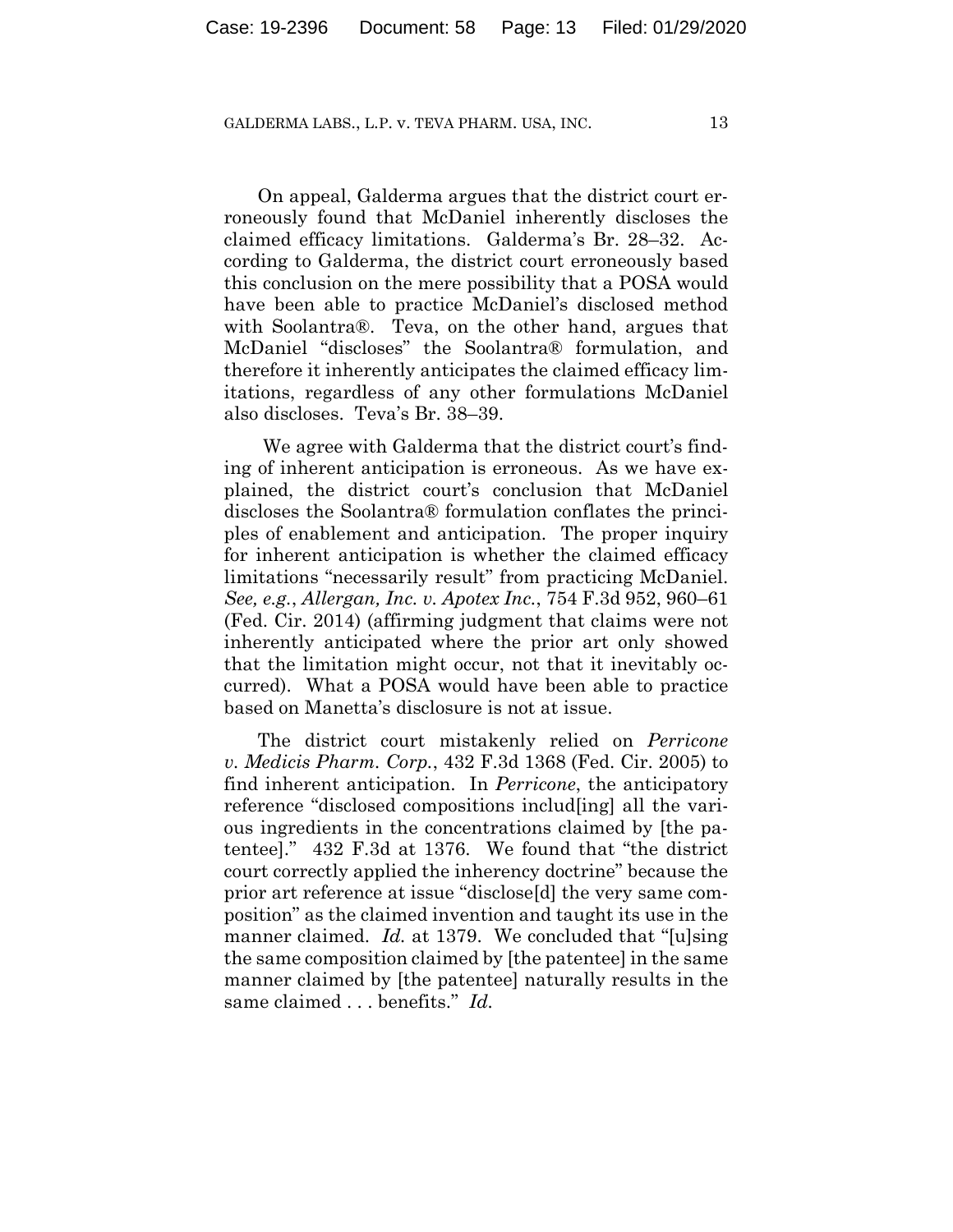On appeal, Galderma argues that the district court erroneously found that McDaniel inherently discloses the claimed efficacy limitations. Galderma's Br. 28–32. According to Galderma, the district court erroneously based this conclusion on the mere possibility that a POSA would have been able to practice McDaniel's disclosed method with Soolantra®. Teva, on the other hand, argues that McDaniel "discloses" the Soolantra® formulation, and therefore it inherently anticipates the claimed efficacy limitations, regardless of any other formulations McDaniel also discloses. Teva's Br. 38–39.

We agree with Galderma that the district court's finding of inherent anticipation is erroneous. As we have explained, the district court's conclusion that McDaniel discloses the Soolantra® formulation conflates the principles of enablement and anticipation. The proper inquiry for inherent anticipation is whether the claimed efficacy limitations "necessarily result" from practicing McDaniel. *See, e.g.*, *Allergan, Inc. v. Apotex Inc.*, 754 F.3d 952, 960–61 (Fed. Cir. 2014) (affirming judgment that claims were not inherently anticipated where the prior art only showed that the limitation might occur, not that it inevitably occurred). What a POSA would have been able to practice based on Manetta's disclosure is not at issue.

The district court mistakenly relied on *Perricone v. Medicis Pharm. Corp.*, 432 F.3d 1368 (Fed. Cir. 2005) to find inherent anticipation. In *Perricone*, the anticipatory reference "disclosed compositions includ[ing] all the various ingredients in the concentrations claimed by [the patentee]." 432 F.3d at 1376. We found that "the district court correctly applied the inherency doctrine" because the prior art reference at issue "disclose[d] the very same composition" as the claimed invention and taught its use in the manner claimed. *Id.* at 1379. We concluded that "[u]sing the same composition claimed by [the patentee] in the same manner claimed by [the patentee] naturally results in the same claimed . . . benefits." *Id.*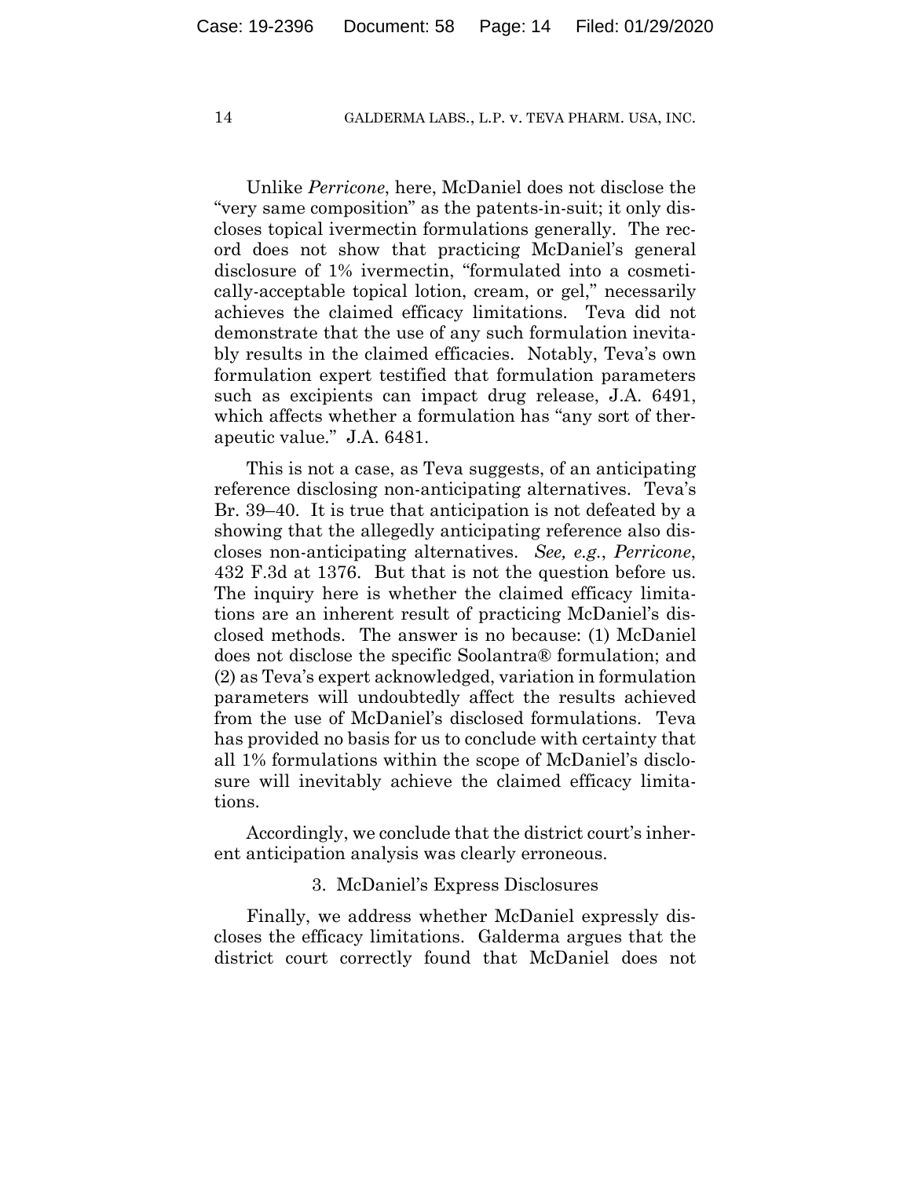Unlike *Perricone*, here, McDaniel does not disclose the "very same composition" as the patents-in-suit; it only discloses topical ivermectin formulations generally. The record does not show that practicing McDaniel's general disclosure of 1% ivermectin, "formulated into a cosmetically-acceptable topical lotion, cream, or gel," necessarily achieves the claimed efficacy limitations. Teva did not demonstrate that the use of any such formulation inevitably results in the claimed efficacies. Notably, Teva's own formulation expert testified that formulation parameters such as excipients can impact drug release, J.A. 6491, which affects whether a formulation has "any sort of therapeutic value." J.A. 6481.

This is not a case, as Teva suggests, of an anticipating reference disclosing non-anticipating alternatives. Teva's Br. 39–40. It is true that anticipation is not defeated by a showing that the allegedly anticipating reference also discloses non-anticipating alternatives. *See, e.g.*, *Perricone*, 432 F.3d at 1376. But that is not the question before us. The inquiry here is whether the claimed efficacy limitations are an inherent result of practicing McDaniel's disclosed methods. The answer is no because: (1) McDaniel does not disclose the specific Soolantra® formulation; and (2) as Teva's expert acknowledged, variation in formulation parameters will undoubtedly affect the results achieved from the use of McDaniel's disclosed formulations. Teva has provided no basis for us to conclude with certainty that all 1% formulations within the scope of McDaniel's disclosure will inevitably achieve the claimed efficacy limitations.

Accordingly, we conclude that the district court's inherent anticipation analysis was clearly erroneous.

### 3. McDaniel's Express Disclosures

Finally, we address whether McDaniel expressly discloses the efficacy limitations. Galderma argues that the district court correctly found that McDaniel does not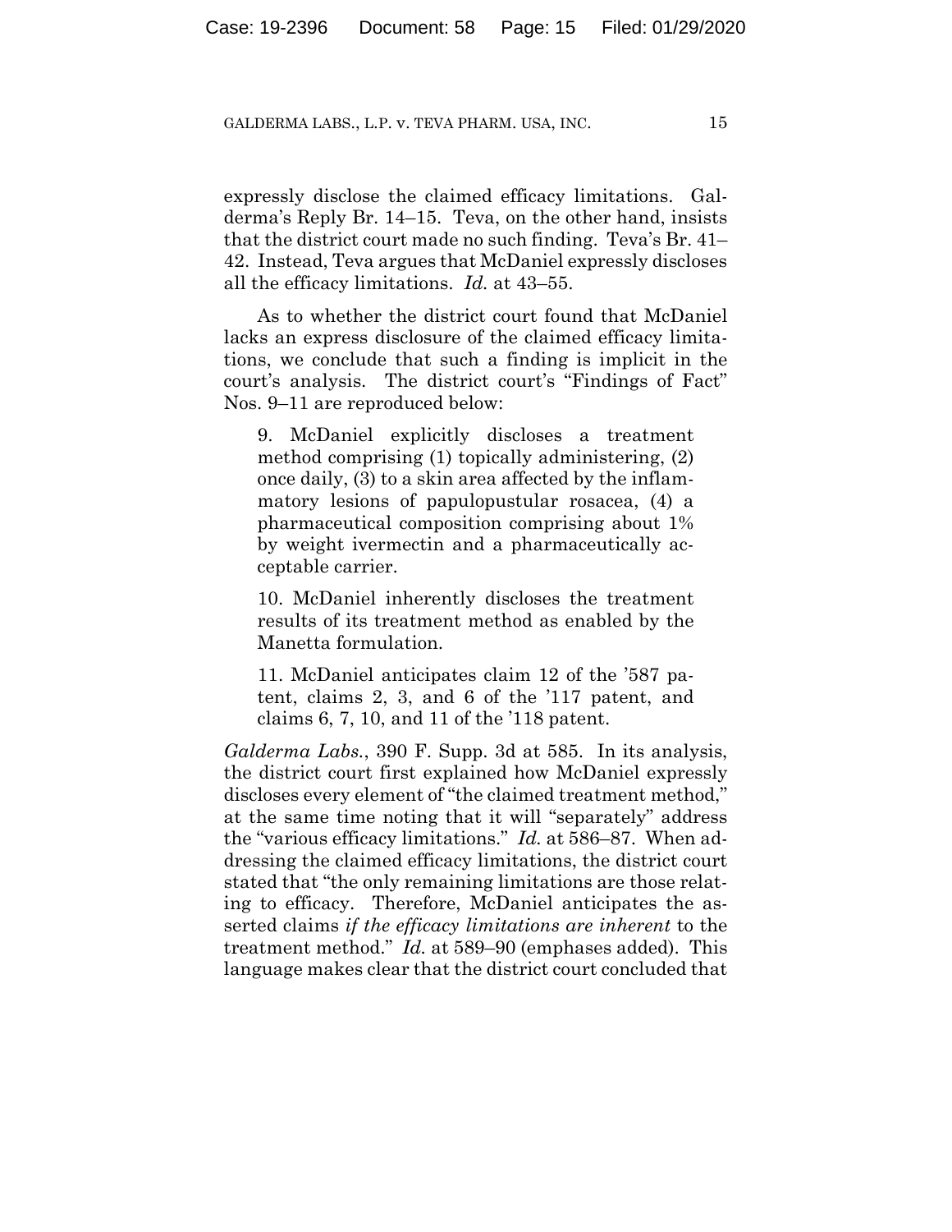expressly disclose the claimed efficacy limitations. Galderma's Reply Br. 14–15. Teva, on the other hand, insists that the district court made no such finding. Teva's Br. 41–42. Instead, Teva argues that McDaniel expressly discloses all the efficacy limitations. *Id.* at 43–55.

As to whether the district court found that McDaniel lacks an express disclosure of the claimed efficacy limitations, we conclude that such a finding is implicit in the court's analysis. The district court's "Findings of Fact" Nos. 9–11 are reproduced below:

> 9. McDaniel explicitly discloses a treatment method comprising (1) topically administering, (2) once daily, (3) to a skin area affected by the inflammatory lesions of papulopustular rosacea, (4) a pharmaceutical composition comprising about 1% by weight ivermectin and a pharmaceutically acceptable carrier.
>
> 10. McDaniel inherently discloses the treatment results of its treatment method as enabled by the Manetta formulation.
>
> 11. McDaniel anticipates claim 12 of the '587 patent, claims 2, 3, and 6 of the '117 patent, and claims 6, 7, 10, and 11 of the '118 patent.

*Galderma Labs.*, 390 F. Supp. 3d at 585. In its analysis, the district court first explained how McDaniel expressly discloses every element of "the claimed treatment method," at the same time noting that it will "separately" address the "various efficacy limitations." *Id.* at 586–87. When addressing the claimed efficacy limitations, the district court stated that "the only remaining limitations are those relating to efficacy. Therefore, McDaniel anticipates the asserted claims *if the efficacy limitations are inherent* to the treatment method." *Id.* at 589–90 (emphases added). This language makes clear that the district court concluded that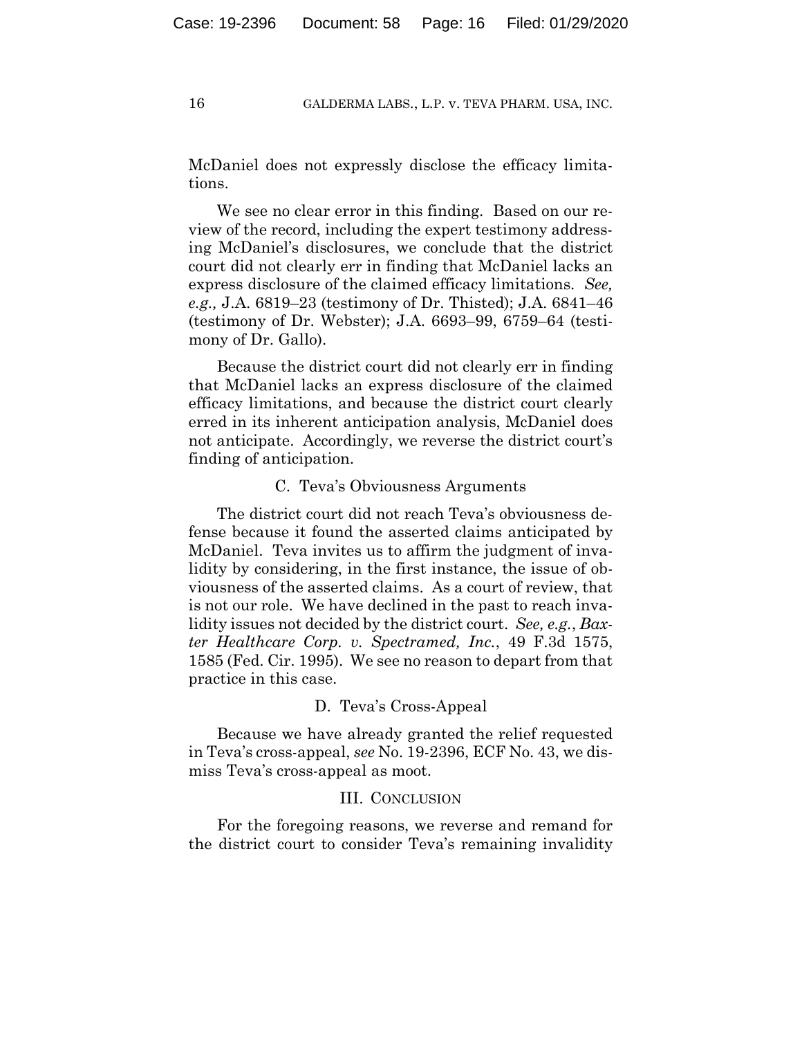McDaniel does not expressly disclose the efficacy limitations.

We see no clear error in this finding. Based on our review of the record, including the expert testimony addressing McDaniel's disclosures, we conclude that the district court did not clearly err in finding that McDaniel lacks an express disclosure of the claimed efficacy limitations. *See, e.g.,* J.A. 6819–23 (testimony of Dr. Thisted); J.A. 6841–46 (testimony of Dr. Webster); J.A. 6693–99, 6759–64 (testimony of Dr. Gallo).

Because the district court did not clearly err in finding that McDaniel lacks an express disclosure of the claimed efficacy limitations, and because the district court clearly erred in its inherent anticipation analysis, McDaniel does not anticipate. Accordingly, we reverse the district court's finding of anticipation.

### C. Teva's Obviousness Arguments

The district court did not reach Teva's obviousness defense because it found the asserted claims anticipated by McDaniel. Teva invites us to affirm the judgment of invalidity by considering, in the first instance, the issue of obviousness of the asserted claims. As a court of review, that is not our role. We have declined in the past to reach invalidity issues not decided by the district court. *See, e.g.*, *Baxter Healthcare Corp. v. Spectramed, Inc.*, 49 F.3d 1575, 1585 (Fed. Cir. 1995). We see no reason to depart from that practice in this case.

### D. Teva's Cross-Appeal

Because we have already granted the relief requested in Teva's cross-appeal, *see* No. 19-2396, ECF No. 43, we dismiss Teva's cross-appeal as moot.

## III. Conclusion

For the foregoing reasons, we reverse and remand for the district court to consider Teva's remaining invalidity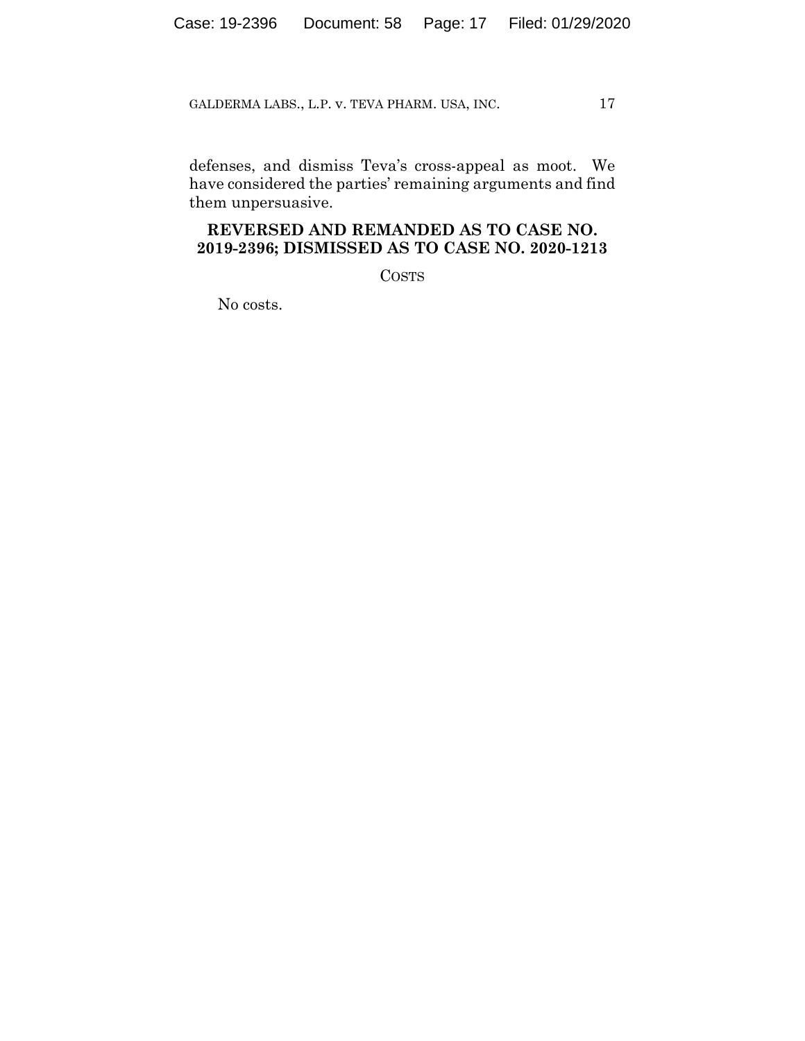defenses, and dismiss Teva's cross-appeal as moot. We have considered the parties' remaining arguments and find them unpersuasive.

**REVERSED AND REMANDED AS TO CASE NO. 2019-2396; DISMISSED AS TO CASE NO. 2020-1213**

COSTS

No costs.